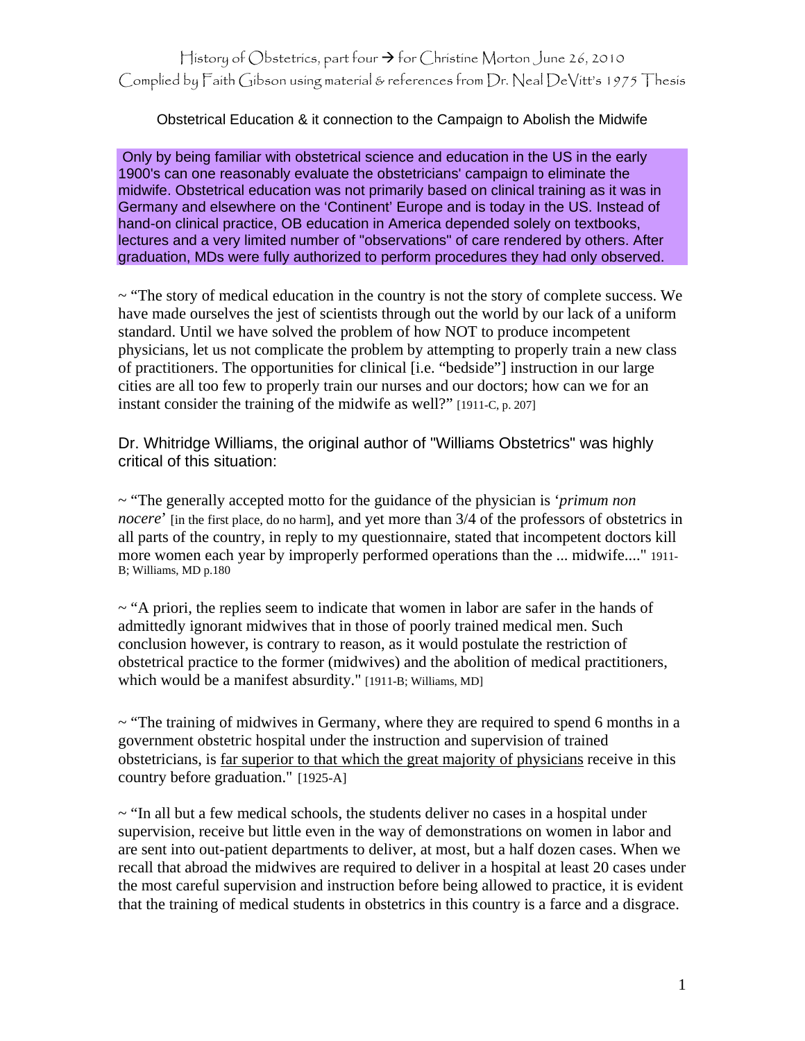History of Obstetrics, part four → for Christine Morton June 26, 2010
Complied by Faith Gibson using material & references from Dr. Neal DeVitt's 1975 Thesis

Obstetrical Education & it connection to the Campaign to Abolish the Midwife

Only by being familiar with obstetrical science and education in the US in the early 1900's can one reasonably evaluate the obstetricians' campaign to eliminate the midwife. Obstetrical education was not primarily based on clinical training as it was in Germany and elsewhere on the 'Continent' Europe and is today in the US. Instead of hand-on clinical practice, OB education in America depended solely on textbooks, lectures and a very limited number of "observations" of care rendered by others. After graduation, MDs were fully authorized to perform procedures they had only observed.

~ "The story of medical education in the country is not the story of complete success. We have made ourselves the jest of scientists through out the world by our lack of a uniform standard. Until we have solved the problem of how NOT to produce incompetent physicians, let us not complicate the problem by attempting to properly train a new class of practitioners. The opportunities for clinical [i.e. "bedside"] instruction in our large cities are all too few to properly train our nurses and our doctors; how can we for an instant consider the training of the midwife as well?" [1911-C, p. 207]

Dr. Whitridge Williams, the original author of "Williams Obstetrics" was highly critical of this situation:

~ "The generally accepted motto for the guidance of the physician is '*primum non nocere*' [in the first place, do no harm], and yet more than 3/4 of the professors of obstetrics in all parts of the country, in reply to my questionnaire, stated that incompetent doctors kill more women each year by improperly performed operations than the ... midwife...." 1911-B; Williams, MD p.180

~ "A priori, the replies seem to indicate that women in labor are safer in the hands of admittedly ignorant midwives that in those of poorly trained medical men. Such conclusion however, is contrary to reason, as it would postulate the restriction of obstetrical practice to the former (midwives) and the abolition of medical practitioners, which would be a manifest absurdity." [1911-B; Williams, MD]

~ "The training of midwives in Germany, where they are required to spend 6 months in a government obstetric hospital under the instruction and supervision of trained obstetricians, is <u>far superior to that which the great majority of physicians</u> receive in this country before graduation." [1925-A]

~ "In all but a few medical schools, the students deliver no cases in a hospital under supervision, receive but little even in the way of demonstrations on women in labor and are sent into out-patient departments to deliver, at most, but a half dozen cases. When we recall that abroad the midwives are required to deliver in a hospital at least 20 cases under the most careful supervision and instruction before being allowed to practice, it is evident that the training of medical students in obstetrics in this country is a farce and a disgrace.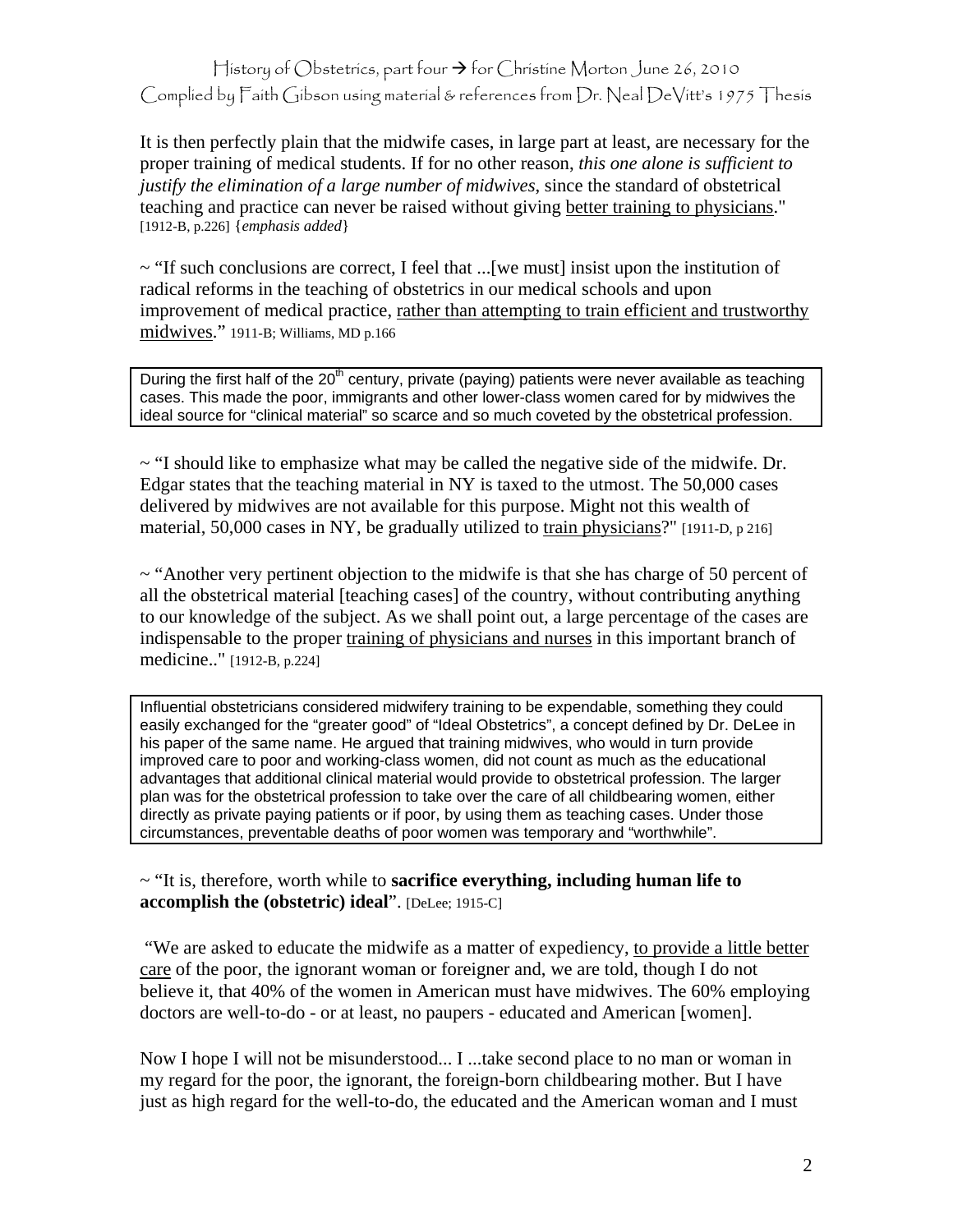It is then perfectly plain that the midwife cases, in large part at least, are necessary for the proper training of medical students. If for no other reason, *this one alone is sufficient to justify the elimination of a large number of midwives*, since the standard of obstetrical teaching and practice can never be raised without giving <u>better training to physicians</u>." [1912-B, p.226] {*emphasis added*}

~ "If such conclusions are correct, I feel that ...[we must] insist upon the institution of radical reforms in the teaching of obstetrics in our medical schools and upon improvement of medical practice, <u>rather than attempting to train efficient and trustworthy midwives</u>." 1911-B; Williams, MD p.166

> During the first half of the 20th century, private (paying) patients were never available as teaching cases. This made the poor, immigrants and other lower-class women cared for by midwives the ideal source for "clinical material" so scarce and so much coveted by the obstetrical profession.

~ "I should like to emphasize what may be called the negative side of the midwife. Dr. Edgar states that the teaching material in NY is taxed to the utmost. The 50,000 cases delivered by midwives are not available for this purpose. Might not this wealth of material, 50,000 cases in NY, be gradually utilized to <u>train physicians</u>?" [1911-D, p 216]

~ "Another very pertinent objection to the midwife is that she has charge of 50 percent of all the obstetrical material [teaching cases] of the country, without contributing anything to our knowledge of the subject. As we shall point out, a large percentage of the cases are indispensable to the proper <u>training of physicians and nurses</u> in this important branch of medicine.." [1912-B, p.224]

> Influential obstetricians considered midwifery training to be expendable, something they could easily exchanged for the "greater good" of "Ideal Obstetrics", a concept defined by Dr. DeLee in his paper of the same name. He argued that training midwives, who would in turn provide improved care to poor and working-class women, did not count as much as the educational advantages that additional clinical material would provide to obstetrical profession. The larger plan was for the obstetrical profession to take over the care of all childbearing women, either directly as private paying patients or if poor, by using them as teaching cases. Under those circumstances, preventable deaths of poor women was temporary and "worthwhile".

~ "It is, therefore, worth while to **sacrifice everything, including human life to accomplish the (obstetric) ideal**". [DeLee; 1915-C]

"We are asked to educate the midwife as a matter of expediency, <u>to provide a little better care</u> of the poor, the ignorant woman or foreigner and, we are told, though I do not believe it, that 40% of the women in American must have midwives. The 60% employing doctors are well-to-do - or at least, no paupers - educated and American [women].

Now I hope I will not be misunderstood... I ...take second place to no man or woman in my regard for the poor, the ignorant, the foreign-born childbearing mother. But I have just as high regard for the well-to-do, the educated and the American woman and I must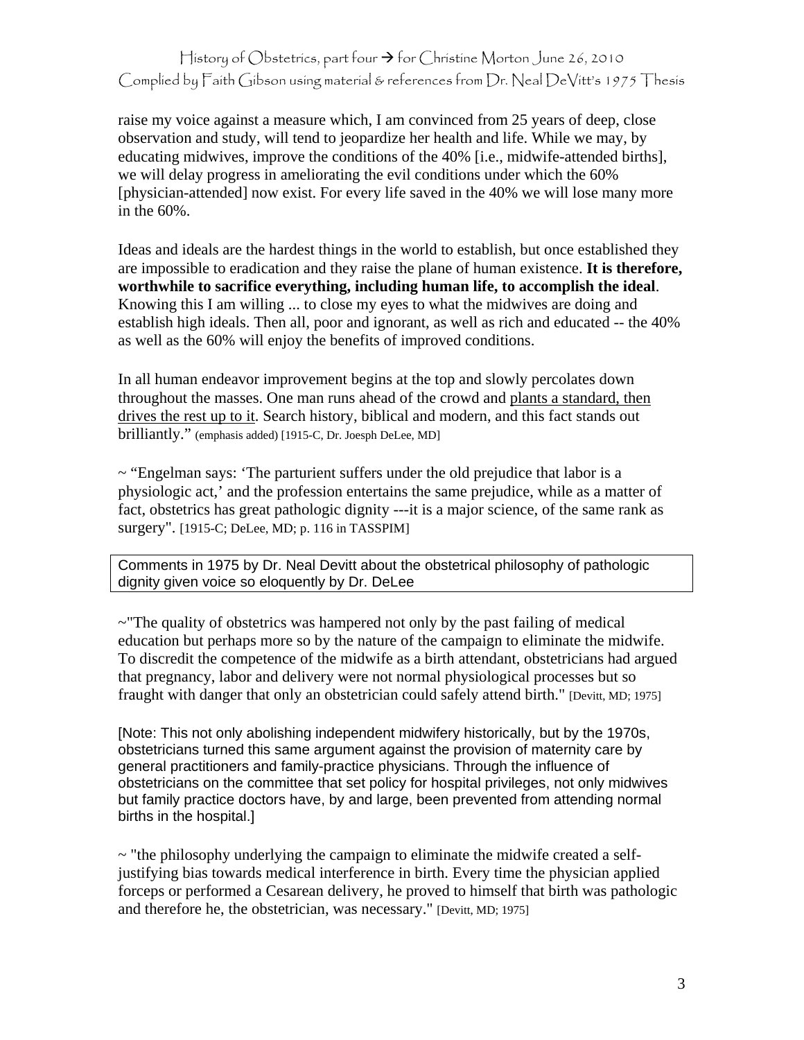raise my voice against a measure which, I am convinced from 25 years of deep, close observation and study, will tend to jeopardize her health and life. While we may, by educating midwives, improve the conditions of the 40% [i.e., midwife-attended births], we will delay progress in ameliorating the evil conditions under which the 60% [physician-attended] now exist. For every life saved in the 40% we will lose many more in the 60%.

Ideas and ideals are the hardest things in the world to establish, but once established they are impossible to eradication and they raise the plane of human existence. **It is therefore, worthwhile to sacrifice everything, including human life, to accomplish the ideal**. Knowing this I am willing ... to close my eyes to what the midwives are doing and establish high ideals. Then all, poor and ignorant, as well as rich and educated -- the 40% as well as the 60% will enjoy the benefits of improved conditions.

In all human endeavor improvement begins at the top and slowly percolates down throughout the masses. One man runs ahead of the crowd and <u>plants a standard, then drives the rest up to it</u>. Search history, biblical and modern, and this fact stands out brilliantly." (emphasis added) [1915-C, Dr. Joesph DeLee, MD]

~ "Engelman says: 'The parturient suffers under the old prejudice that labor is a physiologic act,' and the profession entertains the same prejudice, while as a matter of fact, obstetrics has great pathologic dignity ---it is a major science, of the same rank as surgery". [1915-C; DeLee, MD; p. 116 in TASSPIM]

Comments in 1975 by Dr. Neal Devitt about the obstetrical philosophy of pathologic dignity given voice so eloquently by Dr. DeLee

~"The quality of obstetrics was hampered not only by the past failing of medical education but perhaps more so by the nature of the campaign to eliminate the midwife. To discredit the competence of the midwife as a birth attendant, obstetricians had argued that pregnancy, labor and delivery were not normal physiological processes but so fraught with danger that only an obstetrician could safely attend birth." [Devitt, MD; 1975]

[Note: This not only abolishing independent midwifery historically, but by the 1970s, obstetricians turned this same argument against the provision of maternity care by general practitioners and family-practice physicians. Through the influence of obstetricians on the committee that set policy for hospital privileges, not only midwives but family practice doctors have, by and large, been prevented from attending normal births in the hospital.]

~ "the philosophy underlying the campaign to eliminate the midwife created a self-justifying bias towards medical interference in birth. Every time the physician applied forceps or performed a Cesarean delivery, he proved to himself that birth was pathologic and therefore he, the obstetrician, was necessary." [Devitt, MD; 1975]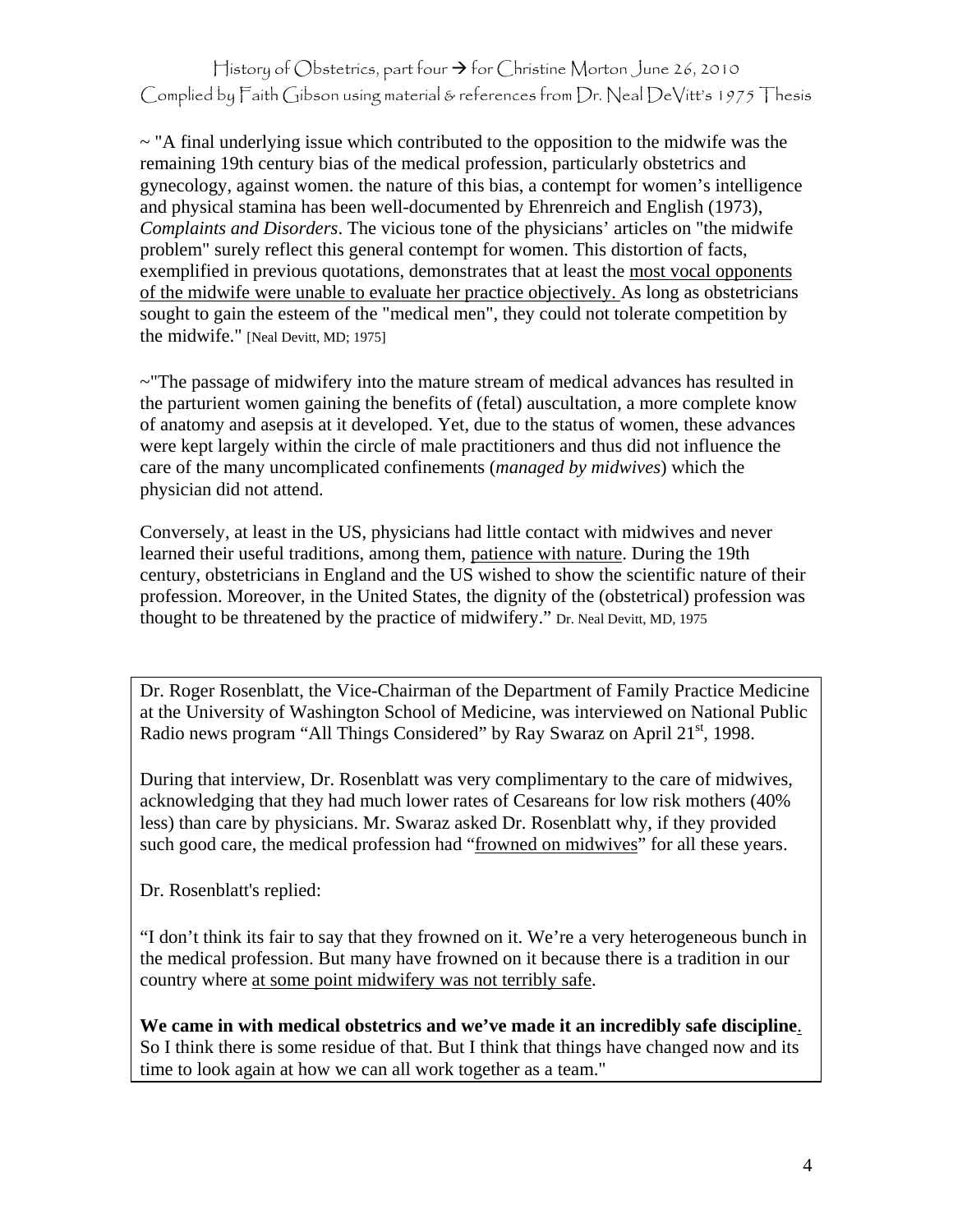~ "A final underlying issue which contributed to the opposition to the midwife was the remaining 19th century bias of the medical profession, particularly obstetrics and gynecology, against women. the nature of this bias, a contempt for women's intelligence and physical stamina has been well-documented by Ehrenreich and English (1973), *Complaints and Disorders*. The vicious tone of the physicians' articles on "the midwife problem" surely reflect this general contempt for women. This distortion of facts, exemplified in previous quotations, demonstrates that at least the <u>most vocal opponents of the midwife were unable to evaluate her practice objectively.</u> As long as obstetricians sought to gain the esteem of the "medical men", they could not tolerate competition by the midwife." [Neal Devitt, MD; 1975]

~"The passage of midwifery into the mature stream of medical advances has resulted in the parturient women gaining the benefits of (fetal) auscultation, a more complete know of anatomy and asepsis at it developed. Yet, due to the status of women, these advances were kept largely within the circle of male practitioners and thus did not influence the care of the many uncomplicated confinements (*managed by midwives*) which the physician did not attend.

Conversely, at least in the US, physicians had little contact with midwives and never learned their useful traditions, among them, <u>patience with nature</u>. During the 19th century, obstetricians in England and the US wished to show the scientific nature of their profession. Moreover, in the United States, the dignity of the (obstetrical) profession was thought to be threatened by the practice of midwifery." Dr. Neal Devitt, MD, 1975

Dr. Roger Rosenblatt, the Vice-Chairman of the Department of Family Practice Medicine at the University of Washington School of Medicine, was interviewed on National Public Radio news program "All Things Considered" by Ray Swaraz on April 21st, 1998.

During that interview, Dr. Rosenblatt was very complimentary to the care of midwives, acknowledging that they had much lower rates of Cesareans for low risk mothers (40% less) than care by physicians. Mr. Swaraz asked Dr. Rosenblatt why, if they provided such good care, the medical profession had "<u>frowned on midwives</u>" for all these years.

Dr. Rosenblatt's replied:

"I don't think its fair to say that they frowned on it. We're a very heterogeneous bunch in the medical profession. But many have frowned on it because there is a tradition in our country where <u>at some point midwifery was not terribly safe</u>.

**We came in with medical obstetrics and we've made it an incredibly safe discipline**. So I think there is some residue of that. But I think that things have changed now and its time to look again at how we can all work together as a team."